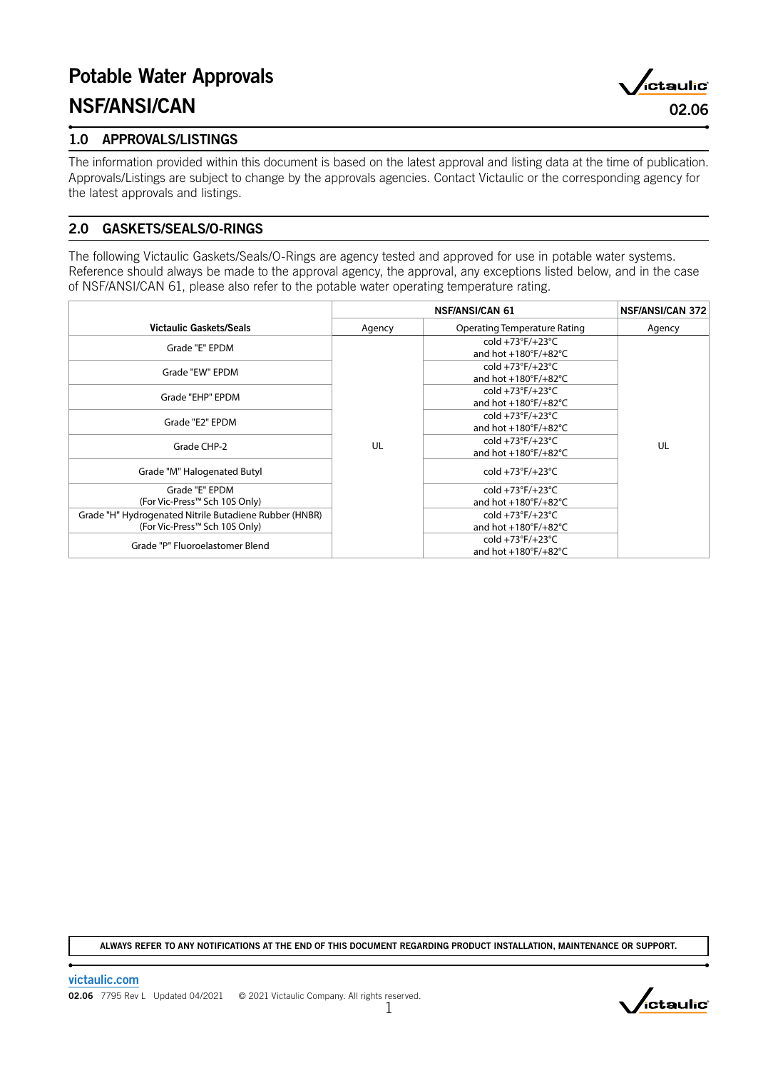# Potable Water Approvals
# NSF/ANSI/CAN

02.06

## 1.0 APPROVALS/LISTINGS

The information provided within this document is based on the latest approval and listing data at the time of publication. Approvals/Listings are subject to change by the approvals agencies. Contact Victaulic or the corresponding agency for the latest approvals and listings.

## 2.0 GASKETS/SEALS/O-RINGS

The following Victaulic Gaskets/Seals/O-Rings are agency tested and approved for use in potable water systems. Reference should always be made to the approval agency, the approval, any exceptions listed below, and in the case of NSF/ANSI/CAN 61, please also refer to the potable water operating temperature rating.

| | NSF/ANSI/CAN 61 | | NSF/ANSI/CAN 372 |
|---|---|---|---|
| **Victaulic Gaskets/Seals** | Agency | Operating Temperature Rating | Agency |
| Grade "E" EPDM | UL | cold +73°F/+23°C and hot +180°F/+82°C | UL |
| Grade "EW" EPDM | UL | cold +73°F/+23°C and hot +180°F/+82°C | UL |
| Grade "EHP" EPDM | UL | cold +73°F/+23°C and hot +180°F/+82°C | UL |
| Grade "E2" EPDM | UL | cold +73°F/+23°C and hot +180°F/+82°C | UL |
| Grade CHP-2 | UL | cold +73°F/+23°C and hot +180°F/+82°C | UL |
| Grade "M" Halogenated Butyl | UL | cold +73°F/+23°C | UL |
| Grade "E" EPDM (For Vic-Press™ Sch 10S Only) | UL | cold +73°F/+23°C and hot +180°F/+82°C | UL |
| Grade "H" Hydrogenated Nitrile Butadiene Rubber (HNBR) (For Vic-Press™ Sch 10S Only) | UL | cold +73°F/+23°C and hot +180°F/+82°C | UL |
| Grade "P" Fluoroelastomer Blend | UL | cold +73°F/+23°C and hot +180°F/+82°C | UL |

**ALWAYS REFER TO ANY NOTIFICATIONS AT THE END OF THIS DOCUMENT REGARDING PRODUCT INSTALLATION, MAINTENANCE OR SUPPORT.**

victaulic.com

**02.06** 7795 Rev L Updated 04/2021 © 2021 Victaulic Company. All rights reserved.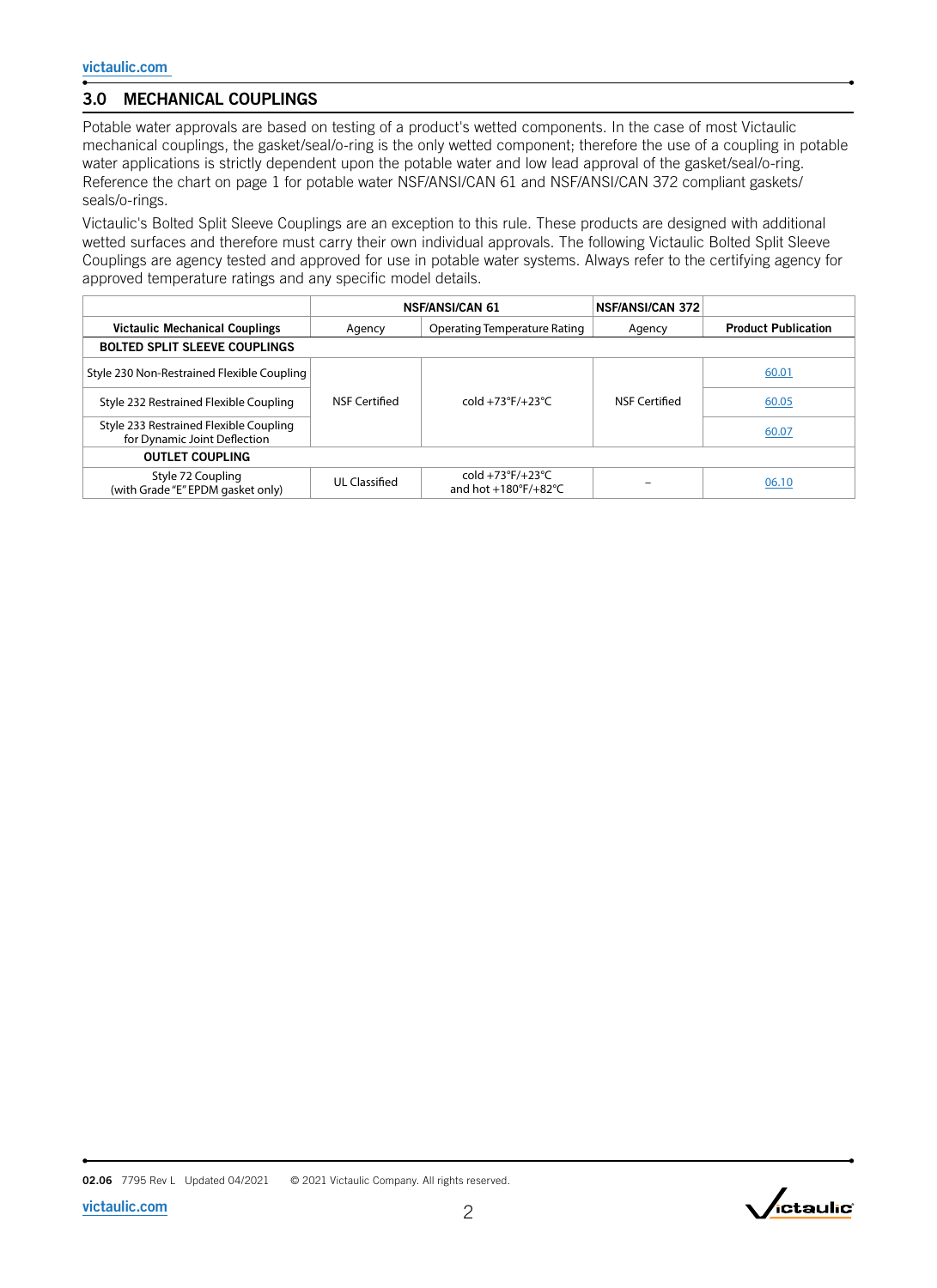## 3.0 MECHANICAL COUPLINGS

Potable water approvals are based on testing of a product's wetted components. In the case of most Victaulic mechanical couplings, the gasket/seal/o-ring is the only wetted component; therefore the use of a coupling in potable water applications is strictly dependent upon the potable water and low lead approval of the gasket/seal/o-ring. Reference the chart on page 1 for potable water NSF/ANSI/CAN 61 and NSF/ANSI/CAN 372 compliant gaskets/seals/o-rings.

Victaulic's Bolted Split Sleeve Couplings are an exception to this rule. These products are designed with additional wetted surfaces and therefore must carry their own individual approvals. The following Victaulic Bolted Split Sleeve Couplings are agency tested and approved for use in potable water systems. Always refer to the certifying agency for approved temperature ratings and any specific model details.

| | NSF/ANSI/CAN 61 | | NSF/ANSI/CAN 372 | |
|---|---|---|---|---|
| **Victaulic Mechanical Couplings** | Agency | Operating Temperature Rating | Agency | **Product Publication** |
| **BOLTED SPLIT SLEEVE COUPLINGS** | | | | |
| Style 230 Non-Restrained Flexible Coupling | NSF Certified | cold +73°F/+23°C | NSF Certified | 60.01 |
| Style 232 Restrained Flexible Coupling | NSF Certified | cold +73°F/+23°C | NSF Certified | 60.05 |
| Style 233 Restrained Flexible Coupling for Dynamic Joint Deflection | NSF Certified | cold +73°F/+23°C | NSF Certified | 60.07 |
| **OUTLET COUPLING** | | | | |
| Style 72 Coupling (with Grade "E" EPDM gasket only) | UL Classified | cold +73°F/+23°C and hot +180°F/+82°C | – | 06.10 |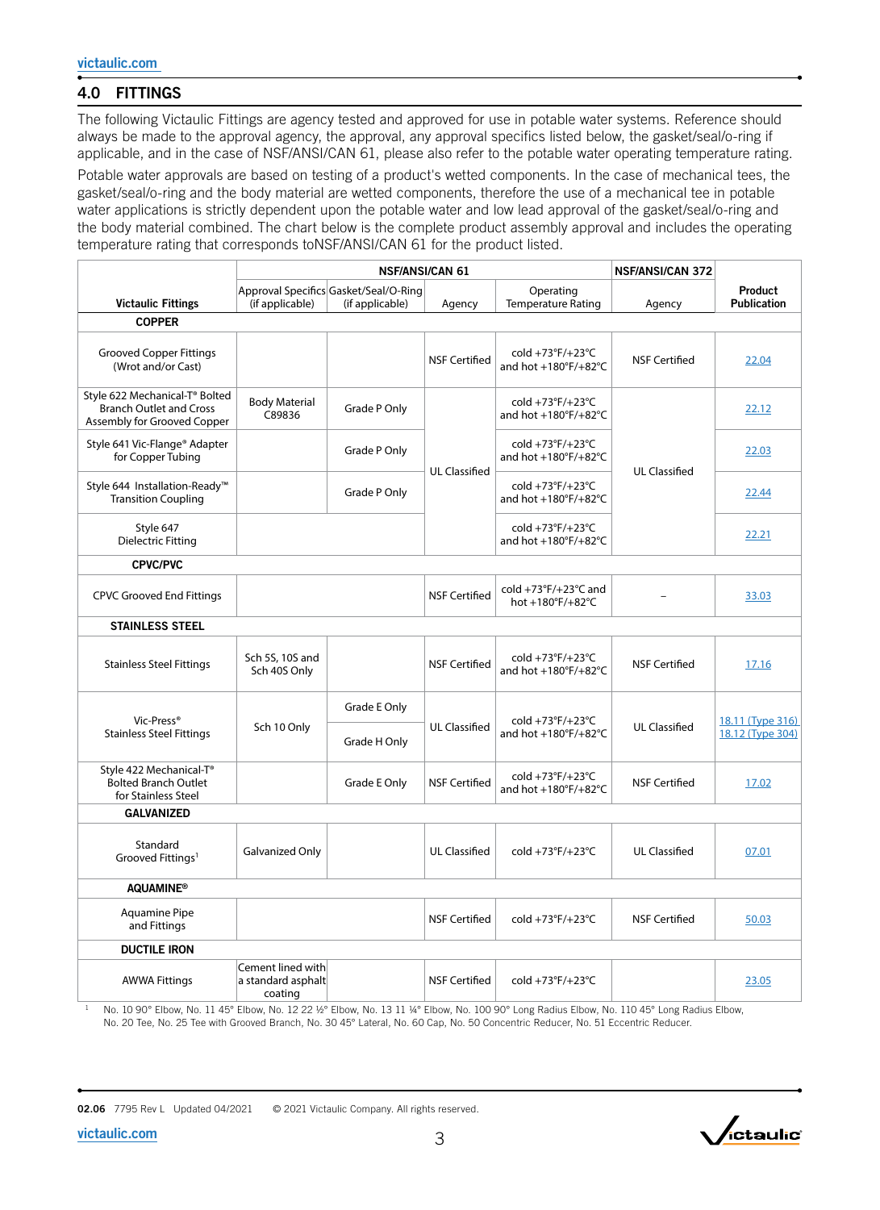## 4.0 FITTINGS

The following Victaulic Fittings are agency tested and approved for use in potable water systems. Reference should always be made to the approval agency, the approval, any approval specifics listed below, the gasket/seal/o-ring if applicable, and in the case of NSF/ANSI/CAN 61, please also refer to the potable water operating temperature rating.

Potable water approvals are based on testing of a product's wetted components. In the case of mechanical tees, the gasket/seal/o-ring and the body material are wetted components, therefore the use of a mechanical tee in potable water applications is strictly dependent upon the potable water and low lead approval of the gasket/seal/o-ring and the body material combined. The chart below is the complete product assembly approval and includes the operating temperature rating that corresponds toNSF/ANSI/CAN 61 for the product listed.

| Victaulic Fittings | NSF/ANSI/CAN 61 | | | | NSF/ANSI/CAN 372 | Product Publication |
|---|---|---|---|---|---|---|
| | Approval Specifics (if applicable) | Gasket/Seal/O-Ring (if applicable) | Agency | Operating Temperature Rating | Agency | |
| **COPPER** | | | | | | |
| Grooved Copper Fittings (Wrot and/or Cast) | | | NSF Certified | cold +73°F/+23°C and hot +180°F/+82°C | NSF Certified | 22.04 |
| Style 622 Mechanical-T® Bolted Branch Outlet and Cross Assembly for Grooved Copper | Body Material C89836 | Grade P Only | UL Classified | cold +73°F/+23°C and hot +180°F/+82°C | UL Classified | 22.12 |
| Style 641 Vic-Flange® Adapter for Copper Tubing | | Grade P Only | UL Classified | cold +73°F/+23°C and hot +180°F/+82°C | UL Classified | 22.03 |
| Style 644 Installation-Ready™ Transition Coupling | | Grade P Only | UL Classified | cold +73°F/+23°C and hot +180°F/+82°C | UL Classified | 22.44 |
| Style 647 Dielectric Fitting | | | UL Classified | cold +73°F/+23°C and hot +180°F/+82°C | UL Classified | 22.21 |
| **CPVC/PVC** | | | | | | |
| CPVC Grooved End Fittings | | | NSF Certified | cold +73°F/+23°C and hot +180°F/+82°C | – | 33.03 |
| **STAINLESS STEEL** | | | | | | |
| Stainless Steel Fittings | Sch 5S, 10S and Sch 40S Only | | NSF Certified | cold +73°F/+23°C and hot +180°F/+82°C | NSF Certified | 17.16 |
| Vic-Press® Stainless Steel Fittings | Sch 10 Only | Grade E Only<br>Grade H Only | UL Classified | cold +73°F/+23°C and hot +180°F/+82°C | UL Classified | 18.11 (Type 316)<br>18.12 (Type 304) |
| Style 422 Mechanical-T® Bolted Branch Outlet for Stainless Steel | | Grade E Only | NSF Certified | cold +73°F/+23°C and hot +180°F/+82°C | NSF Certified | 17.02 |
| **GALVANIZED** | | | | | | |
| Standard Grooved Fittings[1] | Galvanized Only | | UL Classified | cold +73°F/+23°C | UL Classified | 07.01 |
| **AQUAMINE®** | | | | | | |
| Aquamine Pipe and Fittings | | | NSF Certified | cold +73°F/+23°C | NSF Certified | 50.03 |
| **DUCTILE IRON** | | | | | | |
| AWWA Fittings | Cement lined with a standard asphalt coating | | NSF Certified | cold +73°F/+23°C | | 23.05 |

[1] No. 10 90° Elbow, No. 11 45° Elbow, No. 12 22 ½° Elbow, No. 13 11 ¼° Elbow, No. 100 90° Long Radius Elbow, No. 110 45° Long Radius Elbow, No. 20 Tee, No. 25 Tee with Grooved Branch, No. 30 45° Lateral, No. 60 Cap, No. 50 Concentric Reducer, No. 51 Eccentric Reducer.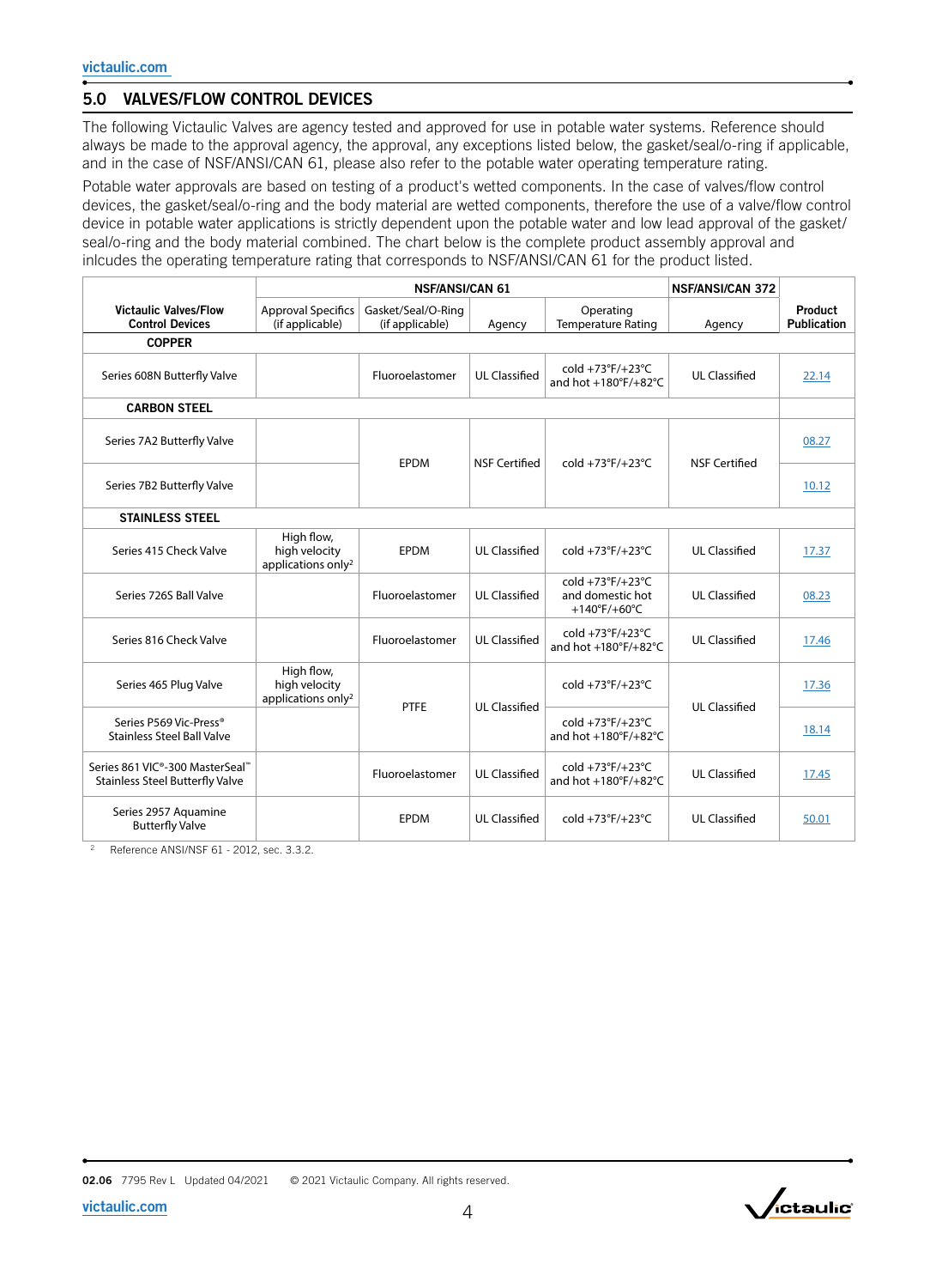## 5.0 VALVES/FLOW CONTROL DEVICES

The following Victaulic Valves are agency tested and approved for use in potable water systems. Reference should always be made to the approval agency, the approval, any exceptions listed below, the gasket/seal/o-ring if applicable, and in the case of NSF/ANSI/CAN 61, please also refer to the potable water operating temperature rating.

Potable water approvals are based on testing of a product's wetted components. In the case of valves/flow control devices, the gasket/seal/o-ring and the body material are wetted components, therefore the use of a valve/flow control device in potable water applications is strictly dependent upon the potable water and low lead approval of the gasket/seal/o-ring and the body material combined. The chart below is the complete product assembly approval and inlcudes the operating temperature rating that corresponds to NSF/ANSI/CAN 61 for the product listed.

| Victaulic Valves/Flow Control Devices | NSF/ANSI/CAN 61 | | | | NSF/ANSI/CAN 372 | Product Publication |
|---|---|---|---|---|---|---|
| | Approval Specifics (if applicable) | Gasket/Seal/O-Ring (if applicable) | Agency | Operating Temperature Rating | Agency | |
| **COPPER** | | | | | | |
| Series 608N Butterfly Valve | | Fluoroelastomer | UL Classified | cold +73°F/+23°C and hot +180°F/+82°C | UL Classified | 22.14 |
| **CARBON STEEL** | | | | | | |
| Series 7A2 Butterfly Valve | | EPDM | NSF Certified | cold +73°F/+23°C | NSF Certified | 08.27 |
| Series 7B2 Butterfly Valve | | EPDM | NSF Certified | cold +73°F/+23°C | NSF Certified | 10.12 |
| **STAINLESS STEEL** | | | | | | |
| Series 415 Check Valve | High flow, high velocity applications only[2] | EPDM | UL Classified | cold +73°F/+23°C | UL Classified | 17.37 |
| Series 726S Ball Valve | | Fluoroelastomer | UL Classified | cold +73°F/+23°C and domestic hot +140°F/+60°C | UL Classified | 08.23 |
| Series 816 Check Valve | | Fluoroelastomer | UL Classified | cold +73°F/+23°C and hot +180°F/+82°C | UL Classified | 17.46 |
| Series 465 Plug Valve | High flow, high velocity applications only[2] | PTFE | UL Classified | cold +73°F/+23°C | UL Classified | 17.36 |
| Series P569 Vic-Press® Stainless Steel Ball Valve | | PTFE | UL Classified | cold +73°F/+23°C and hot +180°F/+82°C | UL Classified | 18.14 |
| Series 861 VIC®-300 MasterSeal™ Stainless Steel Butterfly Valve | | Fluoroelastomer | UL Classified | cold +73°F/+23°C and hot +180°F/+82°C | UL Classified | 17.45 |
| Series 2957 Aquamine Butterfly Valve | | EPDM | UL Classified | cold +73°F/+23°C | UL Classified | 50.01 |

[2] Reference ANSI/NSF 61 - 2012, sec. 3.3.2.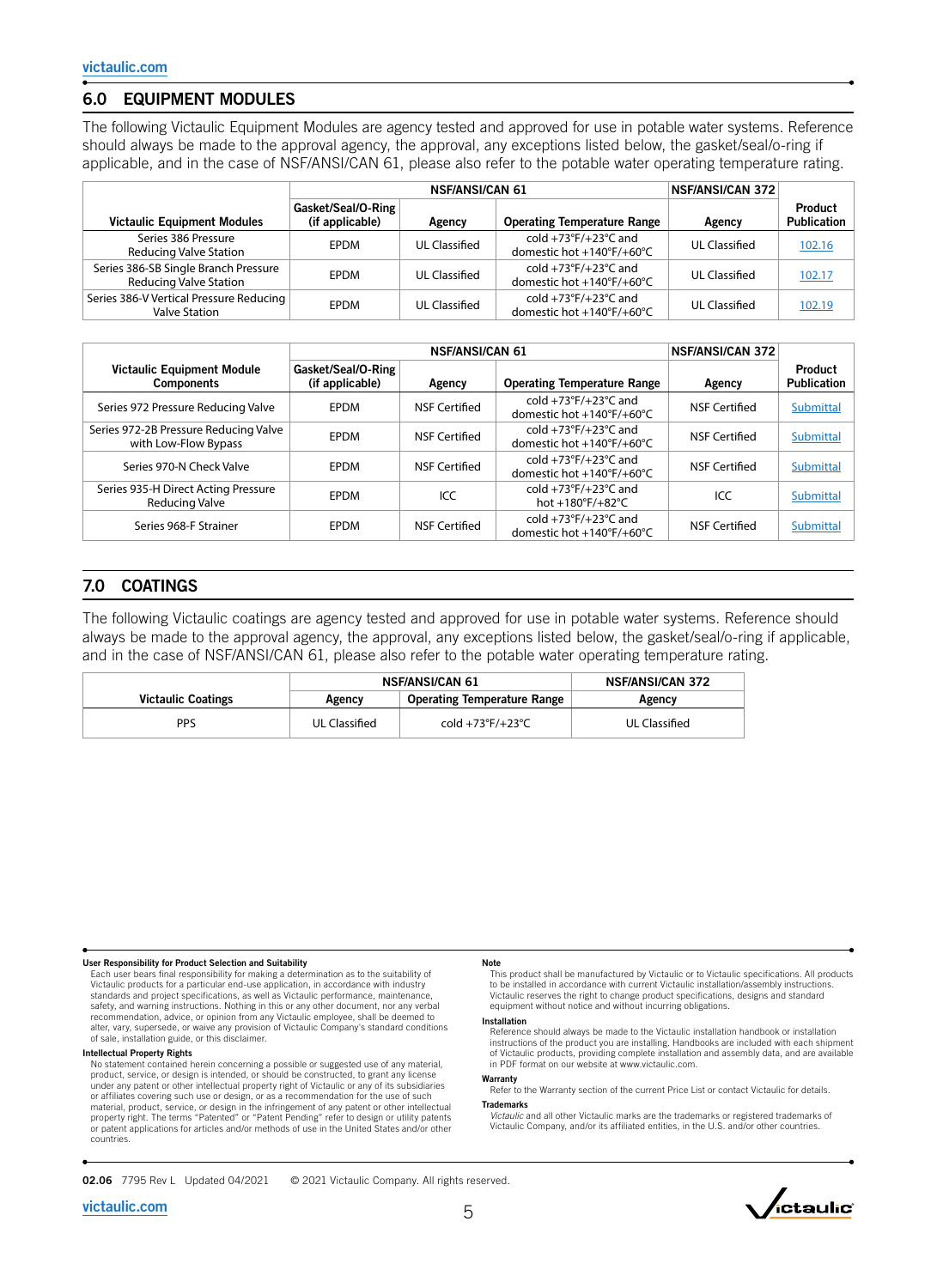## 6.0 EQUIPMENT MODULES

The following Victaulic Equipment Modules are agency tested and approved for use in potable water systems. Reference should always be made to the approval agency, the approval, any exceptions listed below, the gasket/seal/o-ring if applicable, and in the case of NSF/ANSI/CAN 61, please also refer to the potable water operating temperature rating.

| | NSF/ANSI/CAN 61 | | | NSF/ANSI/CAN 372 | |
|---|---|---|---|---|---|
| **Victaulic Equipment Modules** | **Gasket/Seal/O-Ring (if applicable)** | **Agency** | **Operating Temperature Range** | **Agency** | **Product Publication** |
| Series 386 Pressure Reducing Valve Station | EPDM | UL Classified | cold +73°F/+23°C and domestic hot +140°F/+60°C | UL Classified | 102.16 |
| Series 386-SB Single Branch Pressure Reducing Valve Station | EPDM | UL Classified | cold +73°F/+23°C and domestic hot +140°F/+60°C | UL Classified | 102.17 |
| Series 386-V Vertical Pressure Reducing Valve Station | EPDM | UL Classified | cold +73°F/+23°C and domestic hot +140°F/+60°C | UL Classified | 102.19 |

| | NSF/ANSI/CAN 61 | | | NSF/ANSI/CAN 372 | |
|---|---|---|---|---|---|
| **Victaulic Equipment Module Components** | **Gasket/Seal/O-Ring (if applicable)** | **Agency** | **Operating Temperature Range** | **Agency** | **Product Publication** |
| Series 972 Pressure Reducing Valve | EPDM | NSF Certified | cold +73°F/+23°C and domestic hot +140°F/+60°C | NSF Certified | Submittal |
| Series 972-2B Pressure Reducing Valve with Low-Flow Bypass | EPDM | NSF Certified | cold +73°F/+23°C and domestic hot +140°F/+60°C | NSF Certified | Submittal |
| Series 970-N Check Valve | EPDM | NSF Certified | cold +73°F/+23°C and domestic hot +140°F/+60°C | NSF Certified | Submittal |
| Series 935-H Direct Acting Pressure Reducing Valve | EPDM | ICC | cold +73°F/+23°C and hot +180°F/+82°C | ICC | Submittal |
| Series 968-F Strainer | EPDM | NSF Certified | cold +73°F/+23°C and domestic hot +140°F/+60°C | NSF Certified | Submittal |

## 7.0 COATINGS

The following Victaulic coatings are agency tested and approved for use in potable water systems. Reference should always be made to the approval agency, the approval, any exceptions listed below, the gasket/seal/o-ring if applicable, and in the case of NSF/ANSI/CAN 61, please also refer to the potable water operating temperature rating.

| | NSF/ANSI/CAN 61 | | NSF/ANSI/CAN 372 |
|---|---|---|---|
| **Victaulic Coatings** | **Agency** | **Operating Temperature Range** | **Agency** |
| PPS | UL Classified | cold +73°F/+23°C | UL Classified |

**User Responsibility for Product Selection and Suitability**

Each user bears final responsibility for making a determination as to the suitability of Victaulic products for a particular end-use application, in accordance with industry standards and project specifications, as well as Victaulic performance, maintenance, safety, and warning instructions. Nothing in this or any other document, nor any verbal recommendation, advice, or opinion from any Victaulic employee, shall be deemed to alter, vary, supersede, or waive any provision of Victaulic Company's standard conditions of sale, installation guide, or this disclaimer.

**Intellectual Property Rights**

No statement contained herein concerning a possible or suggested use of any material, product, service, or design is intended, or should be constructed, to grant any license under any patent or other intellectual property right of Victaulic or any of its subsidiaries or affiliates covering such use or design, or as a recommendation for the use of such material, product, service, or design in the infringement of any patent or other intellectual property right. The terms "Patented" or "Patent Pending" refer to design or utility patents or patent applications for articles and/or methods of use in the United States and/or other countries.

**Note**

This product shall be manufactured by Victaulic or to Victaulic specifications. All products to be installed in accordance with current Victaulic installation/assembly instructions. Victaulic reserves the right to change product specifications, designs and standard equipment without notice and without incurring obligations.

**Installation**

Reference should always be made to the Victaulic installation handbook or installation instructions of the product you are installing. Handbooks are included with each shipment of Victaulic products, providing complete installation and assembly data, and are available in PDF format on our website at www.victaulic.com.

**Warranty**

Refer to the Warranty section of the current Price List or contact Victaulic for details.

**Trademarks**

*Victaulic* and all other Victaulic marks are the trademarks or registered trademarks of Victaulic Company, and/or its affiliated entities, in the U.S. and/or other countries.

**02.06** 7795 Rev L Updated 04/2021 © 2021 Victaulic Company. All rights reserved.